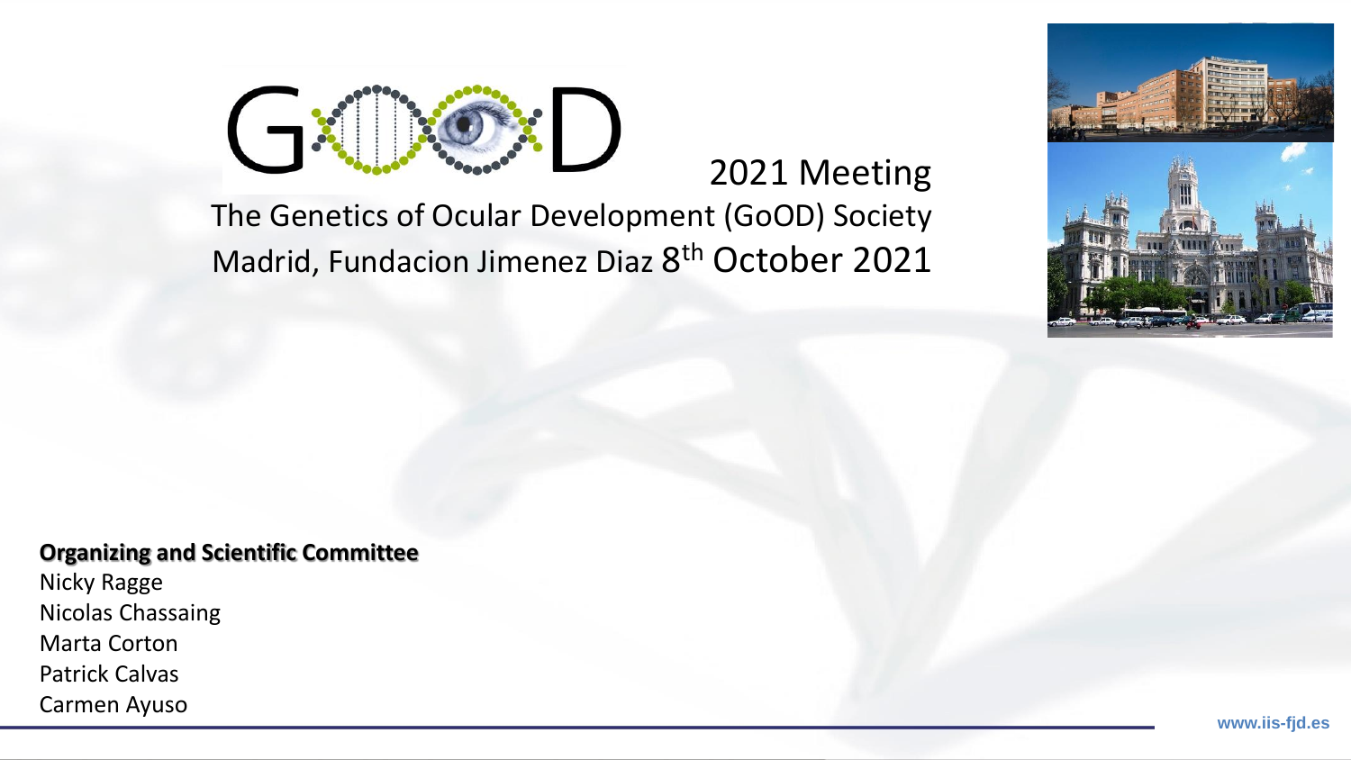# GoOD 2021 Meeting

The Genetics of Ocular Development (GoOD) Society

Madrid, Fundacion Jimenez Diaz 8th October 2021

**Organizing and Scientific Committee**

Nicky Ragge
Nicolas Chassaing
Marta Corton
Patrick Calvas
Carmen Ayuso

www.iis-fjd.es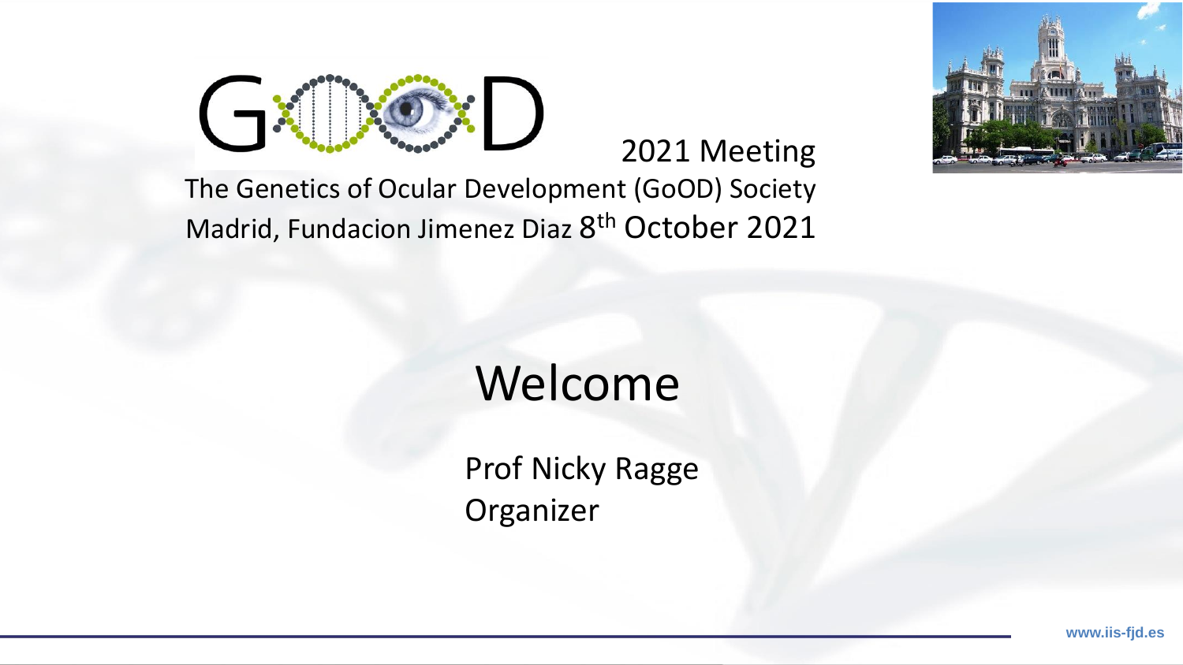GoOD 2021 Meeting

The Genetics of Ocular Development (GoOD) Society

Madrid, Fundacion Jimenez Diaz 8th October 2021

# Welcome

Prof Nicky Ragge
Organizer

www.iis-fjd.es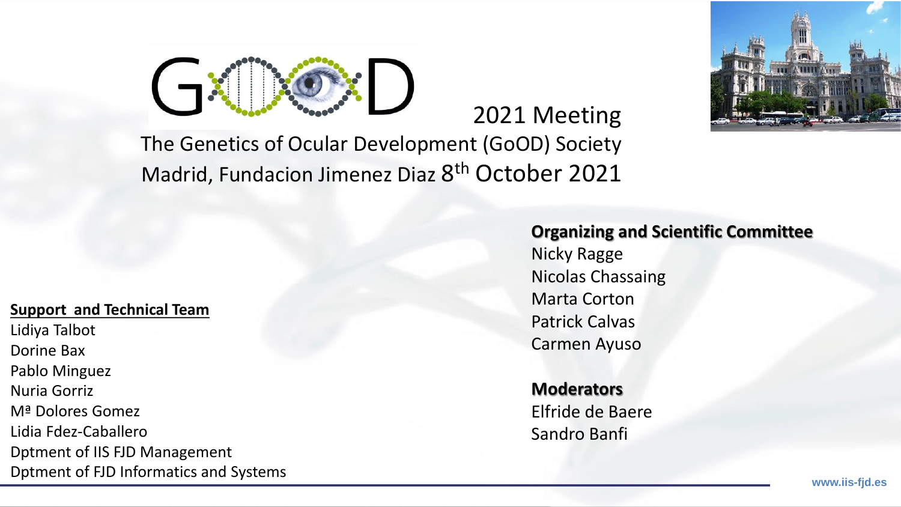# GoOD 2021 Meeting

The Genetics of Ocular Development (GoOD) Society

Madrid, Fundacion Jimenez Diaz 8th October 2021

**Organizing and Scientific Committee**

Nicky Ragge
Nicolas Chassaing
Marta Corton
Patrick Calvas
Carmen Ayuso

**Moderators**

Elfride de Baere
Sandro Banfi

**Support and Technical Team**

Lidiya Talbot
Dorine Bax
Pablo Minguez
Nuria Gorriz
Mª Dolores Gomez
Lidia Fdez-Caballero
Dptment of IIS FJD Management
Dptment of FJD Informatics and Systems

www.iis-fjd.es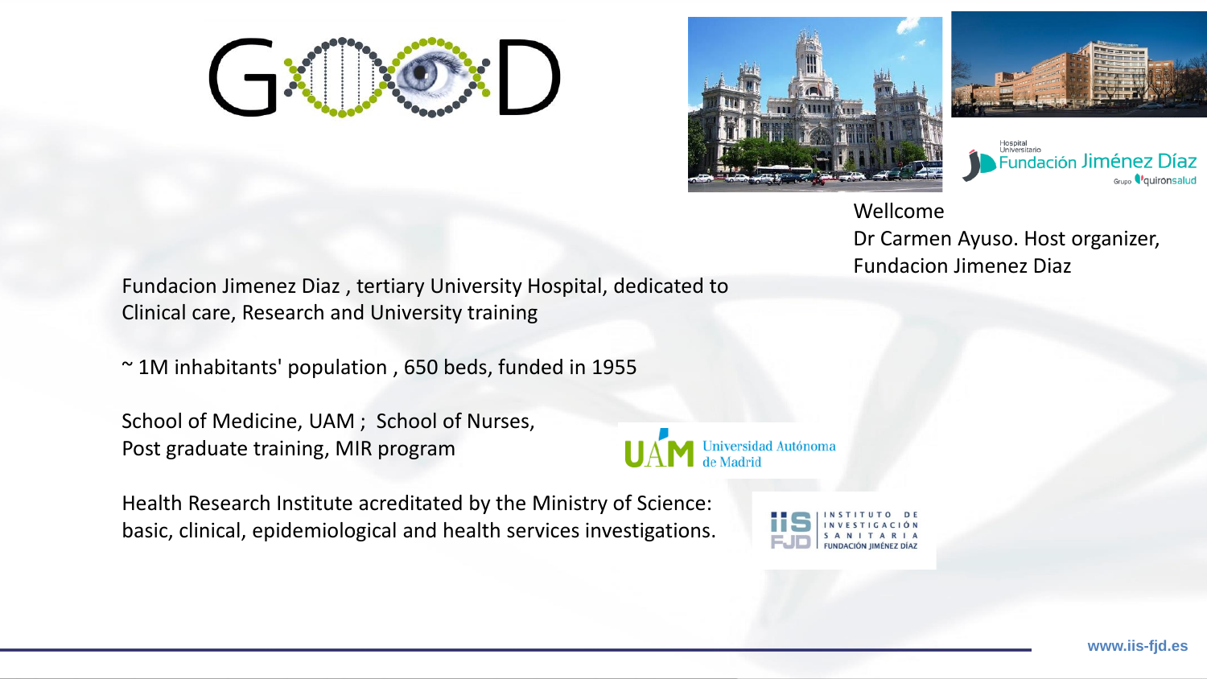Wellcome
Dr Carmen Ayuso. Host organizer, Fundacion Jimenez Diaz

Fundacion Jimenez Diaz , tertiary University Hospital, dedicated to Clinical care, Research and University training

~ 1M inhabitants' population , 650 beds, funded in 1955

School of Medicine, UAM ; School of Nurses,
Post graduate training, MIR program

Health Research Institute acreditated by the Ministry of Science: basic, clinical, epidemiological and health services investigations.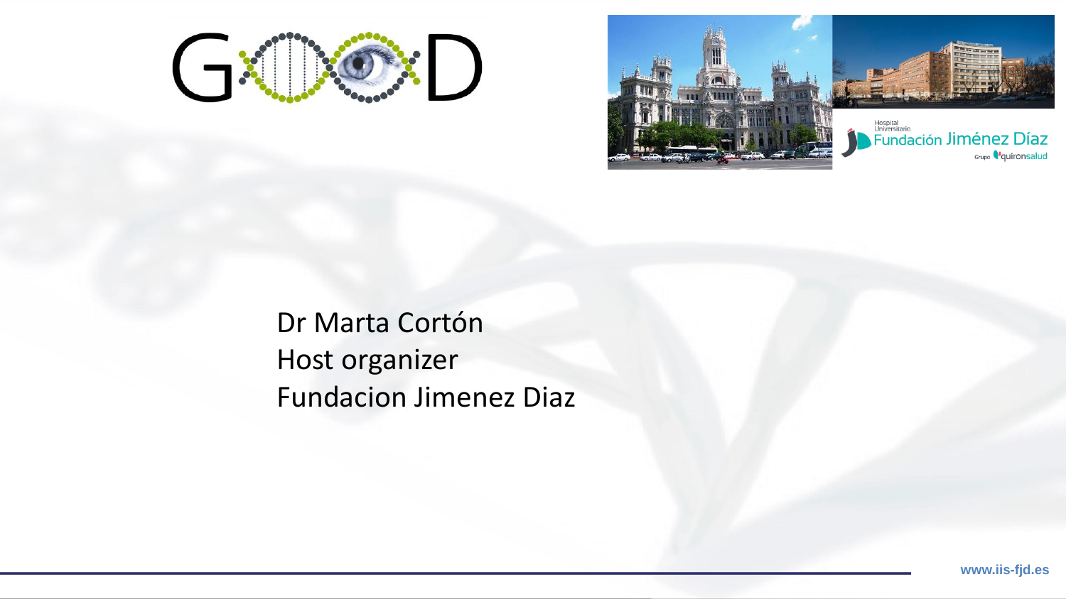Dr Marta Cortón
Host organizer
Fundacion Jimenez Diaz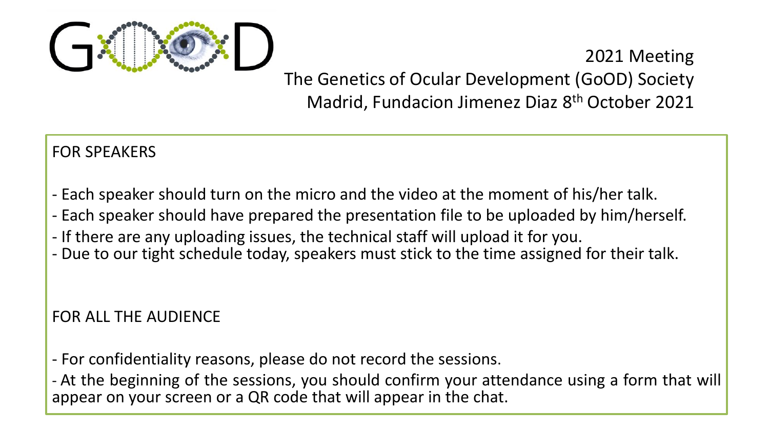G◉◉D

2021 Meeting
The Genetics of Ocular Development (GoOD) Society
Madrid, Fundacion Jimenez Diaz 8th October 2021

## FOR SPEAKERS

- Each speaker should turn on the micro and the video at the moment of his/her talk.
- Each speaker should have prepared the presentation file to be uploaded by him/herself.
- If there are any uploading issues, the technical staff will upload it for you.
- Due to our tight schedule today, speakers must stick to the time assigned for their talk.

## FOR ALL THE AUDIENCE

- For confidentiality reasons, please do not record the sessions.
- At the beginning of the sessions, you should confirm your attendance using a form that will appear on your screen or a QR code that will appear in the chat.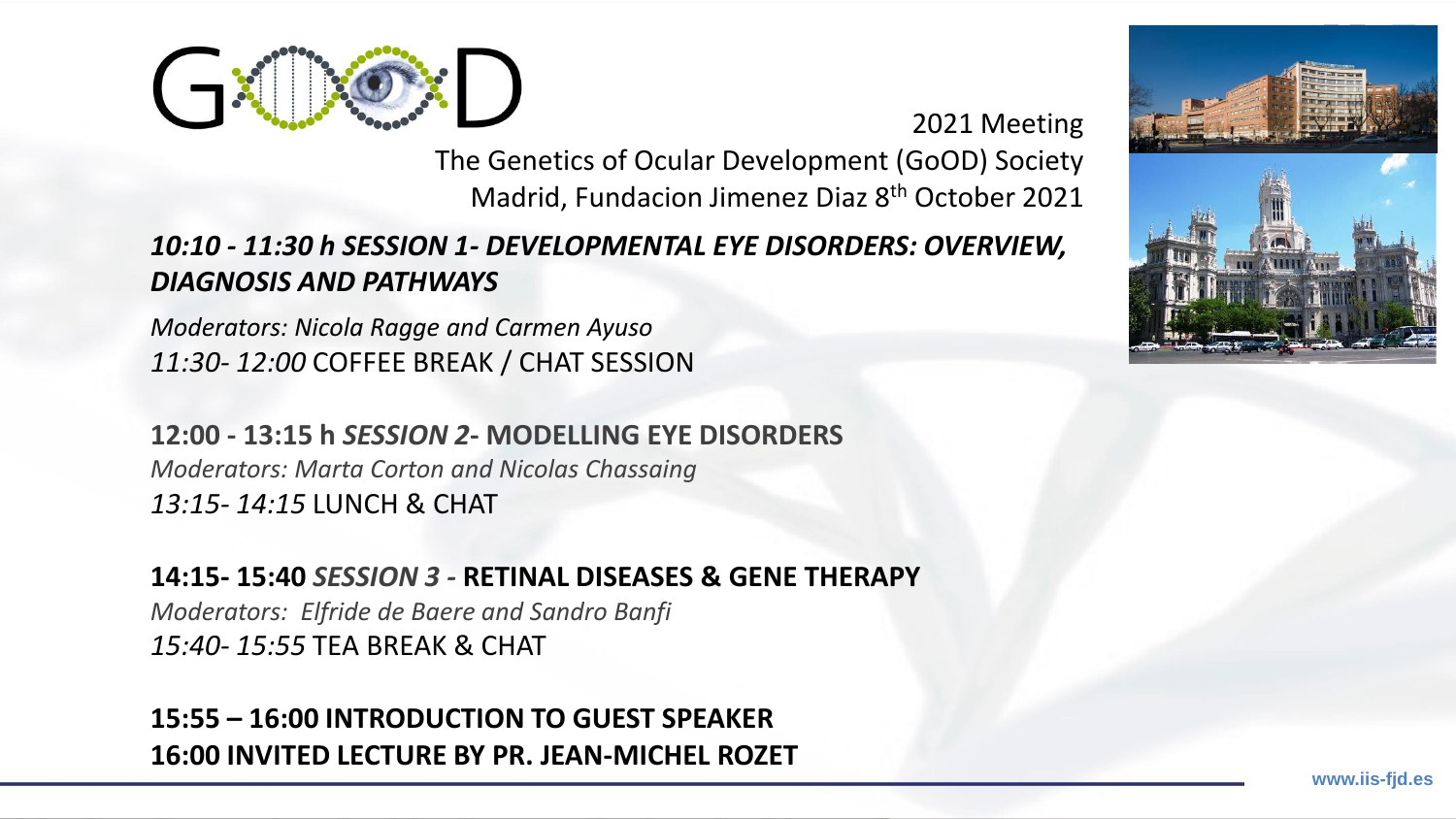2021 Meeting

The Genetics of Ocular Development (GoOD) Society

Madrid, Fundacion Jimenez Diaz 8th October 2021

***10:10 - 11:30 h SESSION 1- DEVELOPMENTAL EYE DISORDERS: OVERVIEW, DIAGNOSIS AND PATHWAYS***

*Moderators: Nicola Ragge and Carmen Ayuso*

*11:30- 12:00* COFFEE BREAK / CHAT SESSION

**12:00 - 13:15 h *SESSION 2*- MODELLING EYE DISORDERS**

*Moderators: Marta Corton and Nicolas Chassaing*

*13:15- 14:15* LUNCH & CHAT

**14:15- 15:40 *SESSION 3* - RETINAL DISEASES & GENE THERAPY**

*Moderators: Elfride de Baere and Sandro Banfi*

*15:40- 15:55* TEA BREAK & CHAT

**15:55 – 16:00 INTRODUCTION TO GUEST SPEAKER**

**16:00 INVITED LECTURE BY PR. JEAN-MICHEL ROZET**

www.iis-fjd.es